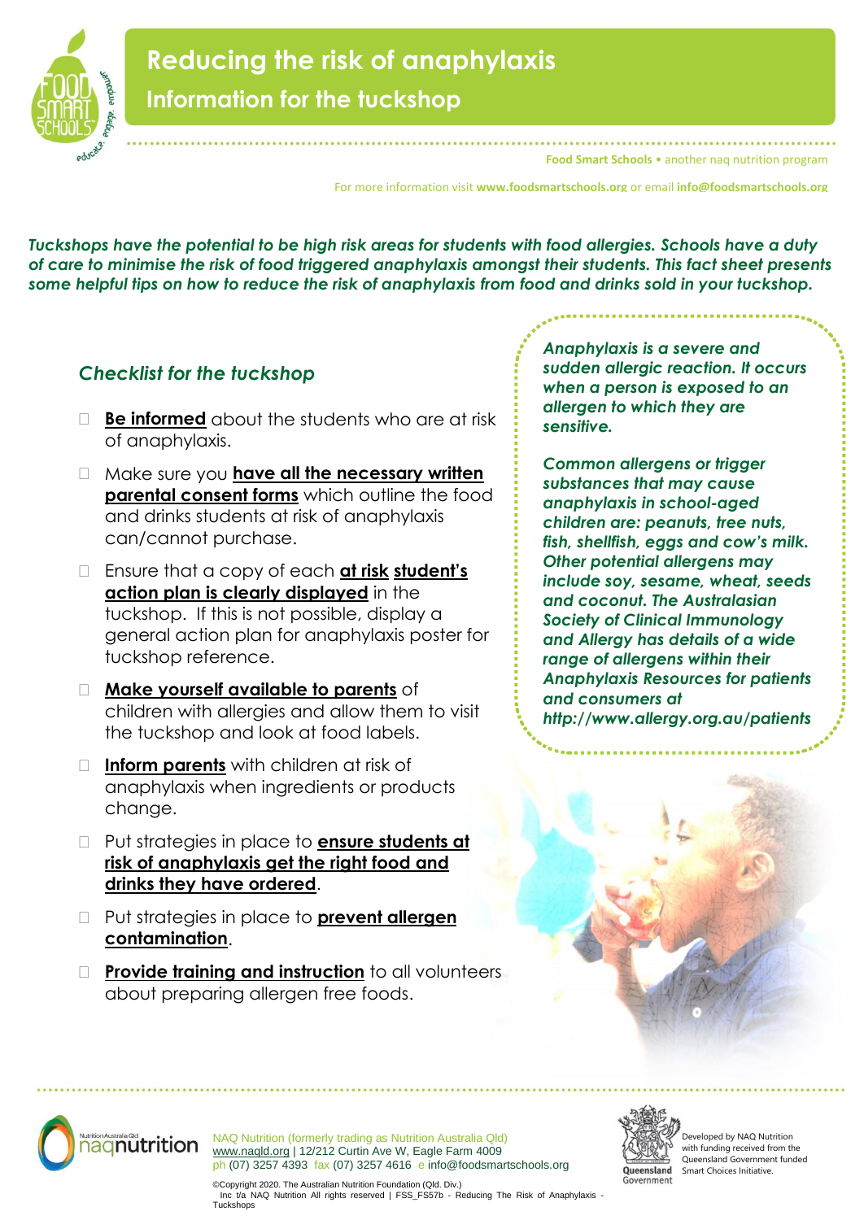# Reducing the risk of anaphylaxis

## Information for the tuckshop

Food Smart Schools • another naq nutrition program

For more information visit **www.foodsmartschools.org** or email **info@foodsmartschools.org**

***Tuckshops have the potential to be high risk areas for students with food allergies. Schools have a duty of care to minimise the risk of food triggered anaphylaxis amongst their students. This fact sheet presents some helpful tips on how to reduce the risk of anaphylaxis from food and drinks sold in your tuckshop.***

### *Checklist for the tuckshop*

- **Be informed** about the students who are at risk of anaphylaxis.
- Make sure you **have all the necessary written parental consent forms** which outline the food and drinks students at risk of anaphylaxis can/cannot purchase.
- Ensure that a copy of each **at risk student's action plan is clearly displayed** in the tuckshop. If this is not possible, display a general action plan for anaphylaxis poster for tuckshop reference.
- **Make yourself available to parents** of children with allergies and allow them to visit the tuckshop and look at food labels.
- **Inform parents** with children at risk of anaphylaxis when ingredients or products change.
- Put strategies in place to **ensure students at risk of anaphylaxis get the right food and drinks they have ordered**.
- Put strategies in place to **prevent allergen contamination**.
- **Provide training and instruction** to all volunteers about preparing allergen free foods.

***Anaphylaxis is a severe and sudden allergic reaction. It occurs when a person is exposed to an allergen to which they are sensitive.***

***Common allergens or trigger substances that may cause anaphylaxis in school-aged children are: peanuts, tree nuts, fish, shellfish, eggs and cow's milk. Other potential allergens may include soy, sesame, wheat, seeds and coconut. The Australasian Society of Clinical Immunology and Allergy has details of a wide range of allergens within their Anaphylaxis Resources for patients and consumers at http://www.allergy.org.au/patients***

NAQ Nutrition (formerly trading as Nutrition Australia Qld)
www.naqld.org | 12/212 Curtin Ave W, Eagle Farm 4009
ph (07) 3257 4393 fax (07) 3257 4616 e info@foodsmartschools.org

©Copyright 2020. The Australian Nutrition Foundation (Qld. Div.) Inc t/a NAQ Nutrition All rights reserved | FSS_FS57b - Reducing The Risk of Anaphylaxis - Tuckshops

Developed by NAQ Nutrition with funding received from the Queensland Government funded Smart Choices Initiative.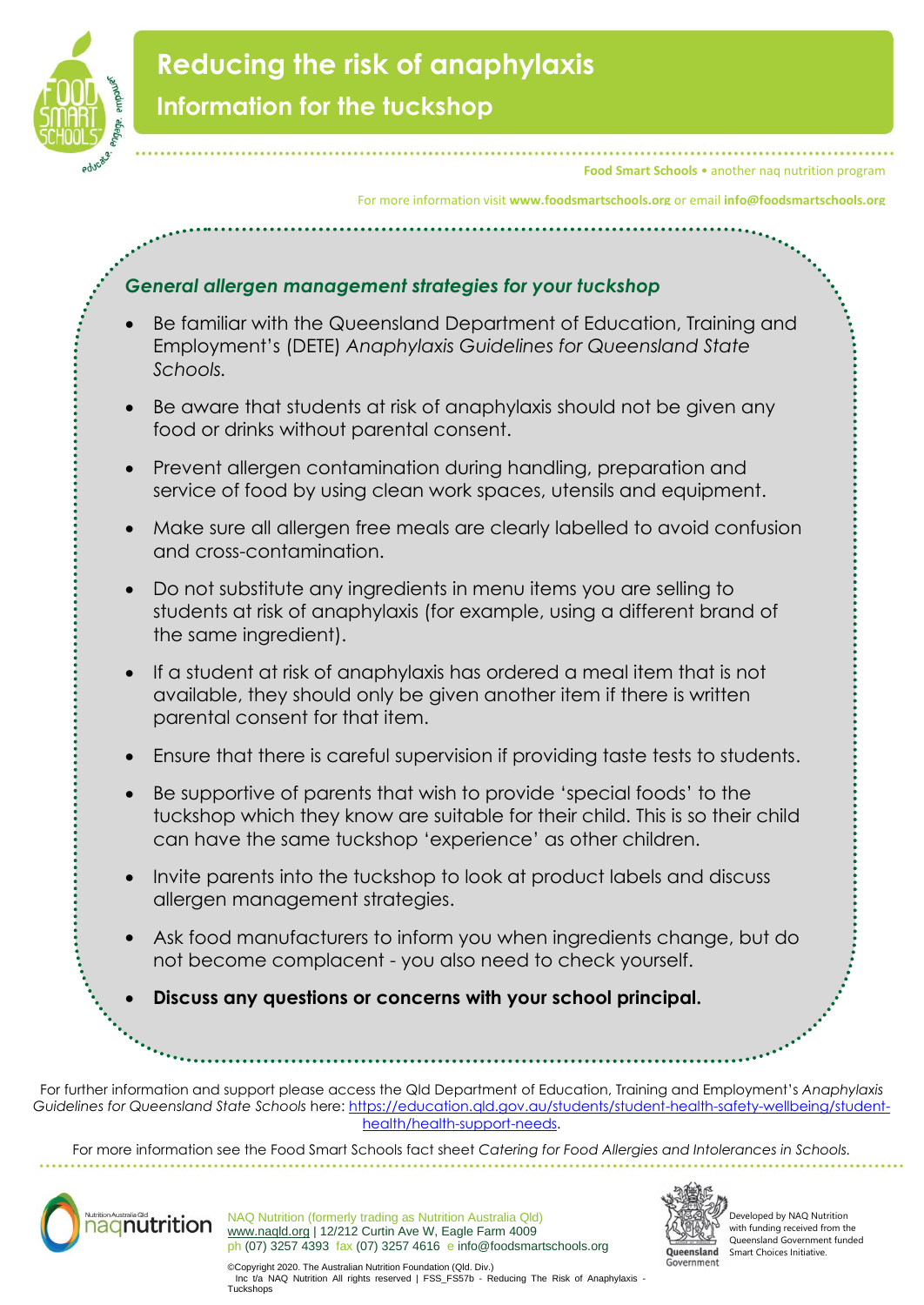# Reducing the risk of anaphylaxis

## Information for the tuckshop

**Food Smart Schools** • another naq nutrition program

For more information visit **www.foodsmartschools.org** or email **info@foodsmartschools.org**

### *General allergen management strategies for your tuckshop*

- Be familiar with the Queensland Department of Education, Training and Employment's (DETE) *Anaphylaxis Guidelines for Queensland State Schools.*
- Be aware that students at risk of anaphylaxis should not be given any food or drinks without parental consent.
- Prevent allergen contamination during handling, preparation and service of food by using clean work spaces, utensils and equipment.
- Make sure all allergen free meals are clearly labelled to avoid confusion and cross-contamination.
- Do not substitute any ingredients in menu items you are selling to students at risk of anaphylaxis (for example, using a different brand of the same ingredient).
- If a student at risk of anaphylaxis has ordered a meal item that is not available, they should only be given another item if there is written parental consent for that item.
- Ensure that there is careful supervision if providing taste tests to students.
- Be supportive of parents that wish to provide 'special foods' to the tuckshop which they know are suitable for their child. This is so their child can have the same tuckshop 'experience' as other children.
- Invite parents into the tuckshop to look at product labels and discuss allergen management strategies.
- Ask food manufacturers to inform you when ingredients change, but do not become complacent - you also need to check yourself.
- **Discuss any questions or concerns with your school principal.**

For further information and support please access the Qld Department of Education, Training and Employment's *Anaphylaxis Guidelines for Queensland State Schools* here: https://education.qld.gov.au/students/student-health-safety-wellbeing/student-health/health-support-needs.

For more information see the Food Smart Schools fact sheet *Catering for Food Allergies and Intolerances in Schools.*

NAQ Nutrition (formerly trading as Nutrition Australia Qld)
www.naqld.org | 12/212 Curtin Ave W, Eagle Farm 4009
ph (07) 3257 4393 fax (07) 3257 4616 e info@foodsmartschools.org

©Copyright 2020. The Australian Nutrition Foundation (Qld. Div.) Inc t/a NAQ Nutrition All rights reserved | FSS_FS57b - Reducing The Risk of Anaphylaxis - Tuckshops

Developed by NAQ Nutrition with funding received from the Queensland Government funded Smart Choices Initiative.